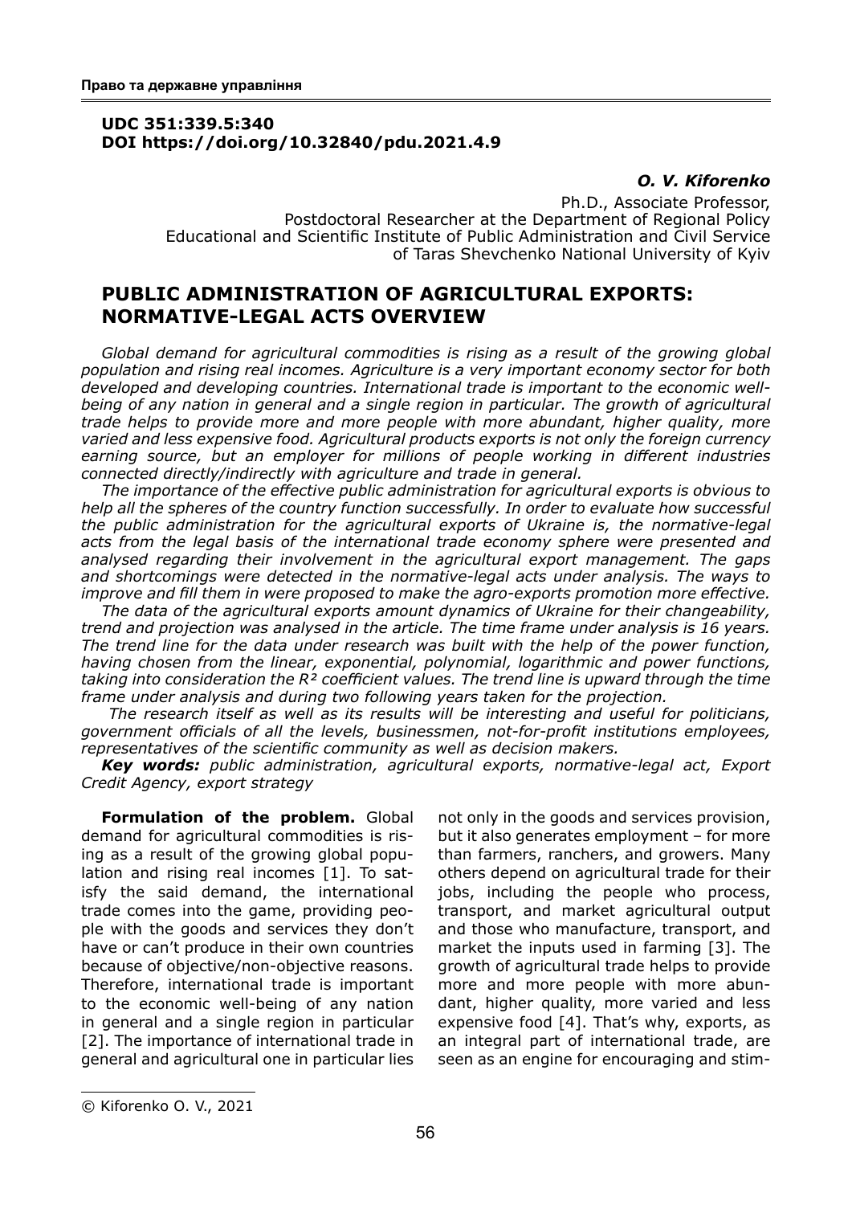**UDC 351:339.5:340**
**DOI https://doi.org/10.32840/pdu.2021.4.9**

***O. V. Kiforenko***

Ph.D., Associate Professor,
Postdoctoral Researcher at the Department of Regional Policy
Educational and Scientific Institute of Public Administration and Civil Service
of Taras Shevchenko National University of Kyiv

# PUBLIC ADMINISTRATION OF AGRICULTURAL EXPORTS: NORMATIVE-LEGAL ACTS OVERVIEW

*Global demand for agricultural commodities is rising as a result of the growing global population and rising real incomes. Agriculture is a very important economy sector for both developed and developing countries. International trade is important to the economic well-being of any nation in general and a single region in particular. The growth of agricultural trade helps to provide more and more people with more abundant, higher quality, more varied and less expensive food. Agricultural products exports is not only the foreign currency earning source, but an employer for millions of people working in different industries connected directly/indirectly with agriculture and trade in general.*

*The importance of the effective public administration for agricultural exports is obvious to help all the spheres of the country function successfully. In order to evaluate how successful the public administration for the agricultural exports of Ukraine is, the normative-legal acts from the legal basis of the international trade economy sphere were presented and analysed regarding their involvement in the agricultural export management. The gaps and shortcomings were detected in the normative-legal acts under analysis. The ways to improve and fill them in were proposed to make the agro-exports promotion more effective.*

*The data of the agricultural exports amount dynamics of Ukraine for their changeability, trend and projection was analysed in the article. The time frame under analysis is 16 years. The trend line for the data under research was built with the help of the power function, having chosen from the linear, exponential, polynomial, logarithmic and power functions, taking into consideration the $R^2$ coefficient values. The trend line is upward through the time frame under analysis and during two following years taken for the projection.*

*The research itself as well as its results will be interesting and useful for politicians, government officials of all the levels, businessmen, not-for-profit institutions employees, representatives of the scientific community as well as decision makers.*

***Key words:*** *public administration, agricultural exports, normative-legal act, Export Credit Agency, export strategy*

**Formulation of the problem.** Global demand for agricultural commodities is rising as a result of the growing global population and rising real incomes [1]. To satisfy the said demand, the international trade comes into the game, providing people with the goods and services they don't have or can't produce in their own countries because of objective/non-objective reasons. Therefore, international trade is important to the economic well-being of any nation in general and a single region in particular [2]. The importance of international trade in general and agricultural one in particular lies not only in the goods and services provision, but it also generates employment – for more than farmers, ranchers, and growers. Many others depend on agricultural trade for their jobs, including the people who process, transport, and market agricultural output and those who manufacture, transport, and market the inputs used in farming [3]. The growth of agricultural trade helps to provide more and more people with more abundant, higher quality, more varied and less expensive food [4]. That's why, exports, as an integral part of international trade, are seen as an engine for encouraging and stim-

© Kiforenko O. V., 2021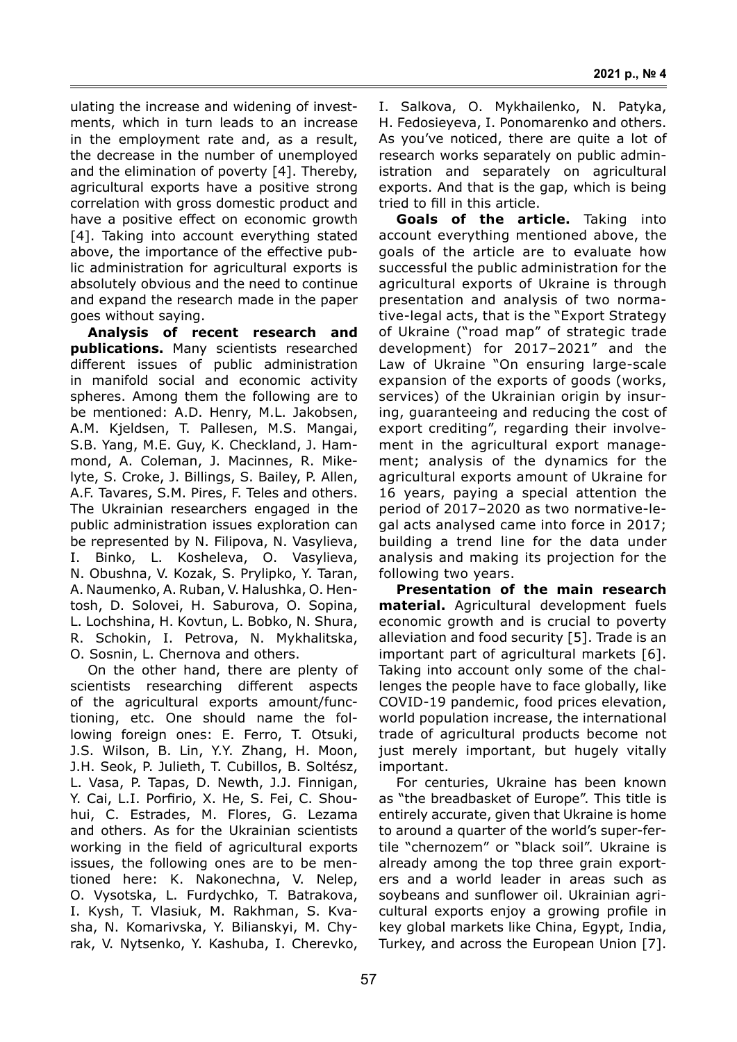ulating the increase and widening of investments, which in turn leads to an increase in the employment rate and, as a result, the decrease in the number of unemployed and the elimination of poverty [4]. Thereby, agricultural exports have a positive strong correlation with gross domestic product and have a positive effect on economic growth [4]. Taking into account everything stated above, the importance of the effective public administration for agricultural exports is absolutely obvious and the need to continue and expand the research made in the paper goes without saying.

**Analysis of recent research and publications.** Many scientists researched different issues of public administration in manifold social and economic activity spheres. Among them the following are to be mentioned: A.D. Henry, M.L. Jakobsen, A.M. Kjeldsen, T. Pallesen, M.S. Mangai, S.B. Yang, M.E. Guy, K. Checkland, J. Hammond, A. Coleman, J. Macinnes, R. Mikelyte, S. Croke, J. Billings, S. Bailey, P. Allen, A.F. Tavares, S.M. Pires, F. Teles and others. The Ukrainian researchers engaged in the public administration issues exploration can be represented by N. Filipova, N. Vasylieva, I. Binko, L. Kosheleva, O. Vasylieva, N. Obushna, V. Kozak, S. Prylipko, Y. Taran, A. Naumenko, A. Ruban, V. Halushka, O. Hentosh, D. Solovei, H. Saburova, O. Sopina, L. Lochshina, H. Kovtun, L. Bobko, N. Shura, R. Schokin, I. Petrova, N. Mykhalitska, O. Sosnin, L. Chernova and others.

On the other hand, there are plenty of scientists researching different aspects of the agricultural exports amount/functioning, etc. One should name the following foreign ones: E. Ferro, T. Otsuki, J.S. Wilson, B. Lin, Y.Y. Zhang, H. Moon, J.H. Seok, P. Julieth, T. Cubillos, B. Soltész, L. Vasa, P. Tapas, D. Newth, J.J. Finnigan, Y. Cai, L.I. Porfirio, X. He, S. Fei, C. Shouhui, C. Estrades, M. Flores, G. Lezama and others. As for the Ukrainian scientists working in the field of agricultural exports issues, the following ones are to be mentioned here: K. Nakonechna, V. Nelep, O. Vysotska, L. Furdychko, T. Batrakova, I. Kysh, T. Vlasiuk, M. Rakhman, S. Kvasha, N. Komarivska, Y. Bilianskyi, M. Chyrak, V. Nytsenko, Y. Kashuba, I. Cherevko, I. Salkova, O. Mykhailenko, N. Patyka, H. Fedosieyeva, I. Ponomarenko and others. As you've noticed, there are quite a lot of research works separately on public administration and separately on agricultural exports. And that is the gap, which is being tried to fill in this article.

**Goals of the article.** Taking into account everything mentioned above, the goals of the article are to evaluate how successful the public administration for the agricultural exports of Ukraine is through presentation and analysis of two normative-legal acts, that is the "Export Strategy of Ukraine ("road map" of strategic trade development) for 2017–2021" and the Law of Ukraine "On ensuring large-scale expansion of the exports of goods (works, services) of the Ukrainian origin by insuring, guaranteeing and reducing the cost of export crediting", regarding their involvement in the agricultural export management; analysis of the dynamics for the agricultural exports amount of Ukraine for 16 years, paying a special attention the period of 2017–2020 as two normative-legal acts analysed came into force in 2017; building a trend line for the data under analysis and making its projection for the following two years.

**Presentation of the main research material.** Agricultural development fuels economic growth and is crucial to poverty alleviation and food security [5]. Trade is an important part of agricultural markets [6]. Taking into account only some of the challenges the people have to face globally, like COVID-19 pandemic, food prices elevation, world population increase, the international trade of agricultural products become not just merely important, but hugely vitally important.

For centuries, Ukraine has been known as "the breadbasket of Europe". This title is entirely accurate, given that Ukraine is home to around a quarter of the world's super-fertile "chernozem" or "black soil". Ukraine is already among the top three grain exporters and a world leader in areas such as soybeans and sunflower oil. Ukrainian agricultural exports enjoy a growing profile in key global markets like China, Egypt, India, Turkey, and across the European Union [7].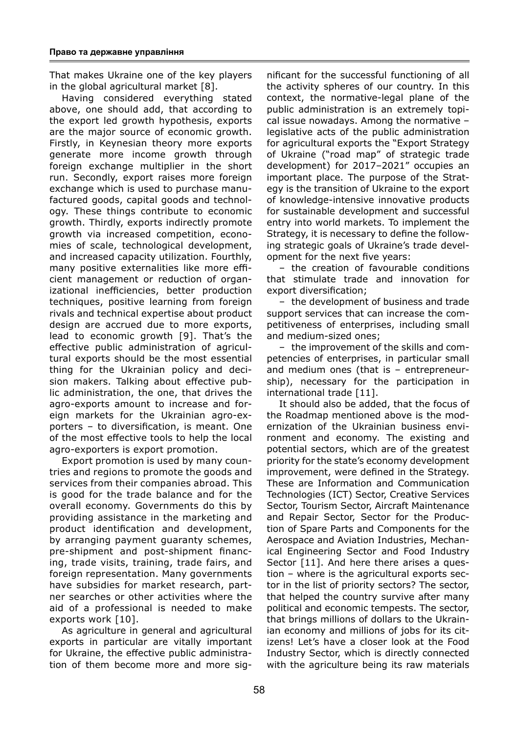That makes Ukraine one of the key players in the global agricultural market [8].

Having considered everything stated above, one should add, that according to the export led growth hypothesis, exports are the major source of economic growth. Firstly, in Keynesian theory more exports generate more income growth through foreign exchange multiplier in the short run. Secondly, export raises more foreign exchange which is used to purchase manufactured goods, capital goods and technology. These things contribute to economic growth. Thirdly, exports indirectly promote growth via increased competition, economies of scale, technological development, and increased capacity utilization. Fourthly, many positive externalities like more efficient management or reduction of organizational inefficiencies, better production techniques, positive learning from foreign rivals and technical expertise about product design are accrued due to more exports, lead to economic growth [9]. That's the effective public administration of agricultural exports should be the most essential thing for the Ukrainian policy and decision makers. Talking about effective public administration, the one, that drives the agro-exports amount to increase and foreign markets for the Ukrainian agro-exporters – to diversification, is meant. One of the most effective tools to help the local agro-exporters is export promotion.

Export promotion is used by many countries and regions to promote the goods and services from their companies abroad. This is good for the trade balance and for the overall economy. Governments do this by providing assistance in the marketing and product identification and development, by arranging payment guaranty schemes, pre-shipment and post-shipment financing, trade visits, training, trade fairs, and foreign representation. Many governments have subsidies for market research, partner searches or other activities where the aid of a professional is needed to make exports work [10].

As agriculture in general and agricultural exports in particular are vitally important for Ukraine, the effective public administration of them become more and more significant for the successful functioning of all the activity spheres of our country. In this context, the normative-legal plane of the public administration is an extremely topical issue nowadays. Among the normative – legislative acts of the public administration for agricultural exports the "Export Strategy of Ukraine ("road map" of strategic trade development) for 2017–2021" occupies an important place. The purpose of the Strategy is the transition of Ukraine to the export of knowledge-intensive innovative products for sustainable development and successful entry into world markets. To implement the Strategy, it is necessary to define the following strategic goals of Ukraine's trade development for the next five years:

– the creation of favourable conditions that stimulate trade and innovation for export diversification;

– the development of business and trade support services that can increase the competitiveness of enterprises, including small and medium-sized ones;

– the improvement of the skills and competencies of enterprises, in particular small and medium ones (that is – entrepreneurship), necessary for the participation in international trade [11].

It should also be added, that the focus of the Roadmap mentioned above is the modernization of the Ukrainian business environment and economy. The existing and potential sectors, which are of the greatest priority for the state's economy development improvement, were defined in the Strategy. These are Information and Communication Technologies (ICT) Sector, Creative Services Sector, Tourism Sector, Aircraft Maintenance and Repair Sector, Sector for the Production of Spare Parts and Components for the Aerospace and Aviation Industries, Mechanical Engineering Sector and Food Industry Sector [11]. And here there arises a question – where is the agricultural exports sector in the list of priority sectors? The sector, that helped the country survive after many political and economic tempests. The sector, that brings millions of dollars to the Ukrainian economy and millions of jobs for its citizens! Let's have a closer look at the Food Industry Sector, which is directly connected with the agriculture being its raw materials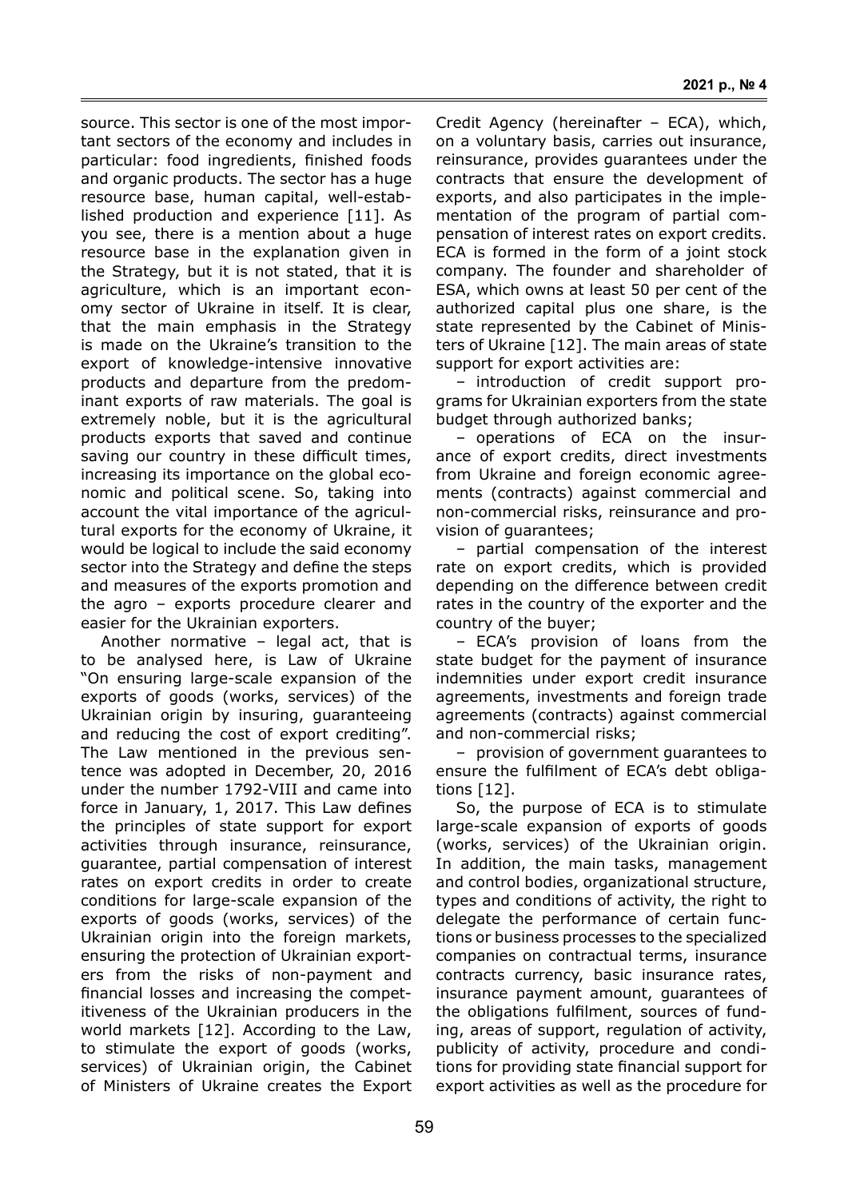source. This sector is one of the most important sectors of the economy and includes in particular: food ingredients, finished foods and organic products. The sector has a huge resource base, human capital, well-established production and experience [11]. As you see, there is a mention about a huge resource base in the explanation given in the Strategy, but it is not stated, that it is agriculture, which is an important economy sector of Ukraine in itself. It is clear, that the main emphasis in the Strategy is made on the Ukraine's transition to the export of knowledge-intensive innovative products and departure from the predominant exports of raw materials. The goal is extremely noble, but it is the agricultural products exports that saved and continue saving our country in these difficult times, increasing its importance on the global economic and political scene. So, taking into account the vital importance of the agricultural exports for the economy of Ukraine, it would be logical to include the said economy sector into the Strategy and define the steps and measures of the exports promotion and the agro – exports procedure clearer and easier for the Ukrainian exporters.

Another normative – legal act, that is to be analysed here, is Law of Ukraine "On ensuring large-scale expansion of the exports of goods (works, services) of the Ukrainian origin by insuring, guaranteeing and reducing the cost of export crediting". The Law mentioned in the previous sentence was adopted in December, 20, 2016 under the number 1792-VIII and came into force in January, 1, 2017. This Law defines the principles of state support for export activities through insurance, reinsurance, guarantee, partial compensation of interest rates on export credits in order to create conditions for large-scale expansion of the exports of goods (works, services) of the Ukrainian origin into the foreign markets, ensuring the protection of Ukrainian exporters from the risks of non-payment and financial losses and increasing the competitiveness of the Ukrainian producers in the world markets [12]. According to the Law, to stimulate the export of goods (works, services) of Ukrainian origin, the Cabinet of Ministers of Ukraine creates the Export Credit Agency (hereinafter – ECA), which, on a voluntary basis, carries out insurance, reinsurance, provides guarantees under the contracts that ensure the development of exports, and also participates in the implementation of the program of partial compensation of interest rates on export credits. ECA is formed in the form of a joint stock company. The founder and shareholder of ESA, which owns at least 50 per cent of the authorized capital plus one share, is the state represented by the Cabinet of Ministers of Ukraine [12]. The main areas of state support for export activities are:

– introduction of credit support programs for Ukrainian exporters from the state budget through authorized banks;

– operations of ECA on the insurance of export credits, direct investments from Ukraine and foreign economic agreements (contracts) against commercial and non-commercial risks, reinsurance and provision of guarantees;

– partial compensation of the interest rate on export credits, which is provided depending on the difference between credit rates in the country of the exporter and the country of the buyer;

– ECA's provision of loans from the state budget for the payment of insurance indemnities under export credit insurance agreements, investments and foreign trade agreements (contracts) against commercial and non-commercial risks;

– provision of government guarantees to ensure the fulfilment of ECA's debt obligations [12].

So, the purpose of ECA is to stimulate large-scale expansion of exports of goods (works, services) of the Ukrainian origin. In addition, the main tasks, management and control bodies, organizational structure, types and conditions of activity, the right to delegate the performance of certain functions or business processes to the specialized companies on contractual terms, insurance contracts currency, basic insurance rates, insurance payment amount, guarantees of the obligations fulfilment, sources of funding, areas of support, regulation of activity, publicity of activity, procedure and conditions for providing state financial support for export activities as well as the procedure for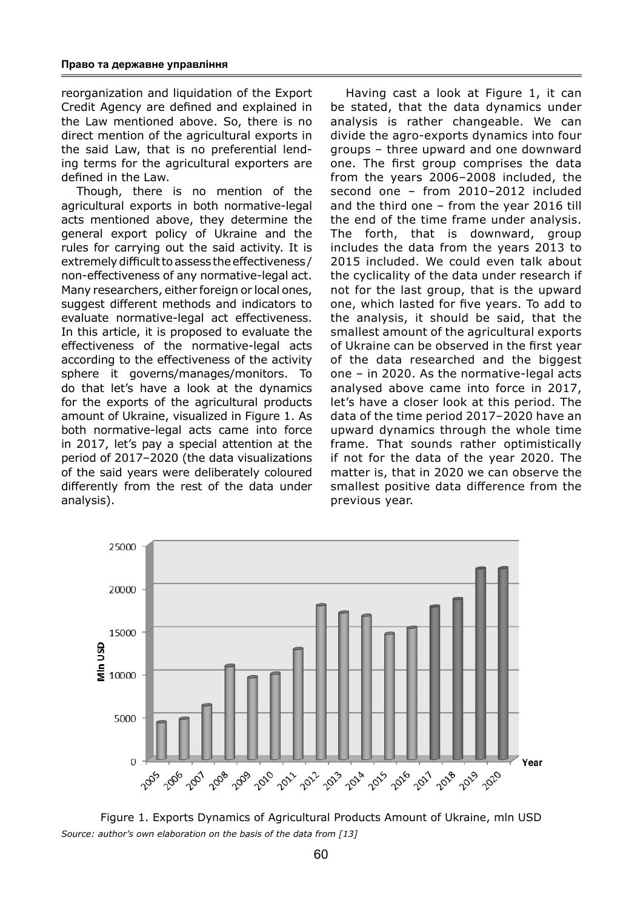reorganization and liquidation of the Export Credit Agency are defined and explained in the Law mentioned above. So, there is no direct mention of the agricultural exports in the said Law, that is no preferential lending terms for the agricultural exporters are defined in the Law.

Though, there is no mention of the agricultural exports in both normative-legal acts mentioned above, they determine the general export policy of Ukraine and the rules for carrying out the said activity. It is extremely difficult to assess the effectiveness / non-effectiveness of any normative-legal act. Many researchers, either foreign or local ones, suggest different methods and indicators to evaluate normative-legal act effectiveness. In this article, it is proposed to evaluate the effectiveness of the normative-legal acts according to the effectiveness of the activity sphere it governs/manages/monitors. To do that let's have a look at the dynamics for the exports of the agricultural products amount of Ukraine, visualized in Figure 1. As both normative-legal acts came into force in 2017, let's pay a special attention at the period of 2017–2020 (the data visualizations of the said years were deliberately coloured differently from the rest of the data under analysis).

Having cast a look at Figure 1, it can be stated, that the data dynamics under analysis is rather changeable. We can divide the agro-exports dynamics into four groups – three upward and one downward one. The first group comprises the data from the years 2006–2008 included, the second one – from 2010–2012 included and the third one – from the year 2016 till the end of the time frame under analysis. The forth, that is downward, group includes the data from the years 2013 to 2015 included. We could even talk about the cyclicality of the data under research if not for the last group, that is the upward one, which lasted for five years. To add to the analysis, it should be said, that the smallest amount of the agricultural exports of Ukraine can be observed in the first year of the data researched and the biggest one – in 2020. As the normative-legal acts analysed above came into force in 2017, let's have a closer look at this period. The data of the time period 2017–2020 have an upward dynamics through the whole time frame. That sounds rather optimistically if not for the data of the year 2020. The matter is, that in 2020 we can observe the smallest positive data difference from the previous year.

Figure 1. Exports Dynamics of Agricultural Products Amount of Ukraine, mln USD

*Source: author's own elaboration on the basis of the data from [13]*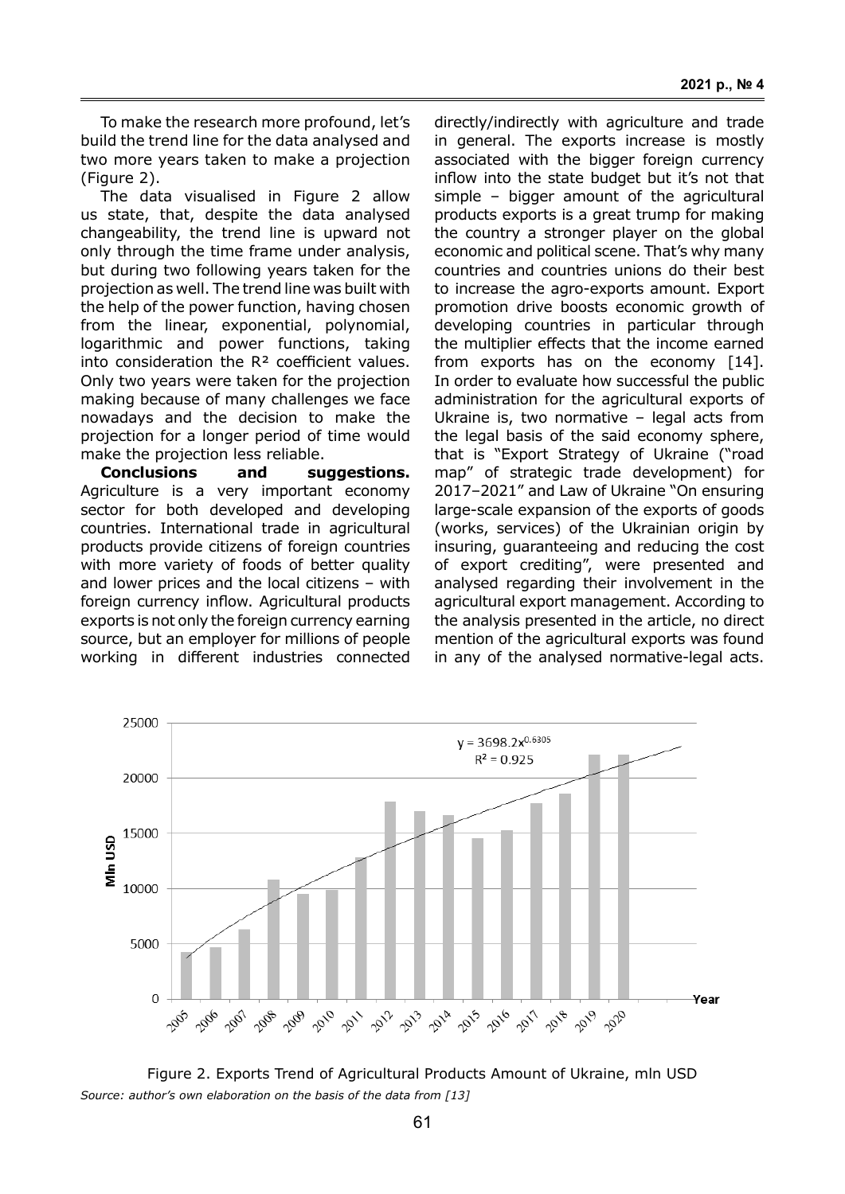To make the research more profound, let's build the trend line for the data analysed and two more years taken to make a projection (Figure 2).

The data visualised in Figure 2 allow us state, that, despite the data analysed changeability, the trend line is upward not only through the time frame under analysis, but during two following years taken for the projection as well. The trend line was built with the help of the power function, having chosen from the linear, exponential, polynomial, logarithmic and power functions, taking into consideration the $R^2$ coefficient values. Only two years were taken for the projection making because of many challenges we face nowadays and the decision to make the projection for a longer period of time would make the projection less reliable.

**Conclusions and suggestions.** Agriculture is a very important economy sector for both developed and developing countries. International trade in agricultural products provide citizens of foreign countries with more variety of foods of better quality and lower prices and the local citizens – with foreign currency inflow. Agricultural products exports is not only the foreign currency earning source, but an employer for millions of people working in different industries connected directly/indirectly with agriculture and trade in general. The exports increase is mostly associated with the bigger foreign currency inflow into the state budget but it's not that simple – bigger amount of the agricultural products exports is a great trump for making the country a stronger player on the global economic and political scene. That's why many countries and countries unions do their best to increase the agro-exports amount. Export promotion drive boosts economic growth of developing countries in particular through the multiplier effects that the income earned from exports has on the economy [14]. In order to evaluate how successful the public administration for the agricultural exports of Ukraine is, two normative – legal acts from the legal basis of the said economy sphere, that is "Export Strategy of Ukraine ("road map" of strategic trade development) for 2017–2021" and Law of Ukraine "On ensuring large-scale expansion of the exports of goods (works, services) of the Ukrainian origin by insuring, guaranteeing and reducing the cost of export crediting", were presented and analysed regarding their involvement in the agricultural export management. According to the analysis presented in the article, no direct mention of the agricultural exports was found in any of the analysed normative-legal acts.

$$y = 3698.2x^{0.6305}$$
$$R^2 = 0.925$$

Figure 2. Exports Trend of Agricultural Products Amount of Ukraine, mln USD

*Source: author's own elaboration on the basis of the data from [13]*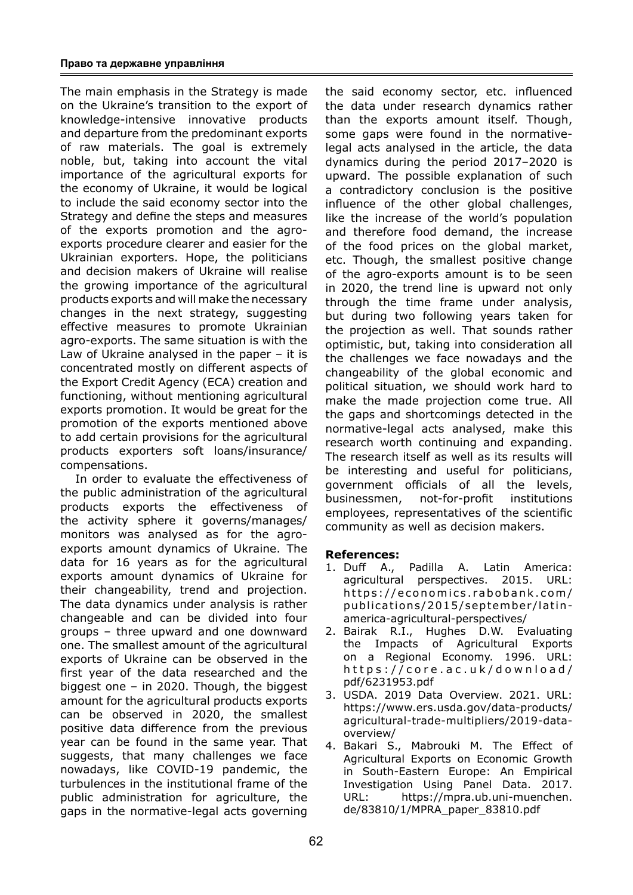The main emphasis in the Strategy is made on the Ukraine's transition to the export of knowledge-intensive innovative products and departure from the predominant exports of raw materials. The goal is extremely noble, but, taking into account the vital importance of the agricultural exports for the economy of Ukraine, it would be logical to include the said economy sector into the Strategy and define the steps and measures of the exports promotion and the agro-exports procedure clearer and easier for the Ukrainian exporters. Hope, the politicians and decision makers of Ukraine will realise the growing importance of the agricultural products exports and will make the necessary changes in the next strategy, suggesting effective measures to promote Ukrainian agro-exports. The same situation is with the Law of Ukraine analysed in the paper – it is concentrated mostly on different aspects of the Export Credit Agency (ECA) creation and functioning, without mentioning agricultural exports promotion. It would be great for the promotion of the exports mentioned above to add certain provisions for the agricultural products exporters soft loans/insurance/compensations.

In order to evaluate the effectiveness of the public administration of the agricultural products exports the effectiveness of the activity sphere it governs/manages/monitors was analysed as for the agro-exports amount dynamics of Ukraine. The data for 16 years as for the agricultural exports amount dynamics of Ukraine for their changeability, trend and projection. The data dynamics under analysis is rather changeable and can be divided into four groups – three upward and one downward one. The smallest amount of the agricultural exports of Ukraine can be observed in the first year of the data researched and the biggest one – in 2020. Though, the biggest amount for the agricultural products exports can be observed in 2020, the smallest positive data difference from the previous year can be found in the same year. That suggests, that many challenges we face nowadays, like COVID-19 pandemic, the turbulences in the institutional frame of the public administration for agriculture, the gaps in the normative-legal acts governing the said economy sector, etc. influenced the data under research dynamics rather than the exports amount itself. Though, some gaps were found in the normative-legal acts analysed in the article, the data dynamics during the period 2017–2020 is upward. The possible explanation of such a contradictory conclusion is the positive influence of the other global challenges, like the increase of the world's population and therefore food demand, the increase of the food prices on the global market, etc. Though, the smallest positive change of the agro-exports amount is to be seen in 2020, the trend line is upward not only through the time frame under analysis, but during two following years taken for the projection as well. That sounds rather optimistic, but, taking into consideration all the challenges we face nowadays and the changeability of the global economic and political situation, we should work hard to make the made projection come true. All the gaps and shortcomings detected in the normative-legal acts analysed, make this research worth continuing and expanding. The research itself as well as its results will be interesting and useful for politicians, government officials of all the levels, businessmen, not-for-profit institutions employees, representatives of the scientific community as well as decision makers.

**References:**

1. Duff A., Padilla A. Latin America: agricultural perspectives. 2015. URL: https://economics.rabobank.com/publications/2015/september/latin-america-agricultural-perspectives/
2. Bairak R.I., Hughes D.W. Evaluating the Impacts of Agricultural Exports on a Regional Economy. 1996. URL: https://core.ac.uk/download/pdf/6231953.pdf
3. USDA. 2019 Data Overview. 2021. URL: https://www.ers.usda.gov/data-products/agricultural-trade-multipliers/2019-data-overview/
4. Bakari S., Mabrouki M. The Effect of Agricultural Exports on Economic Growth in South-Eastern Europe: An Empirical Investigation Using Panel Data. 2017. URL: https://mpra.ub.uni-muenchen.de/83810/1/MPRA_paper_83810.pdf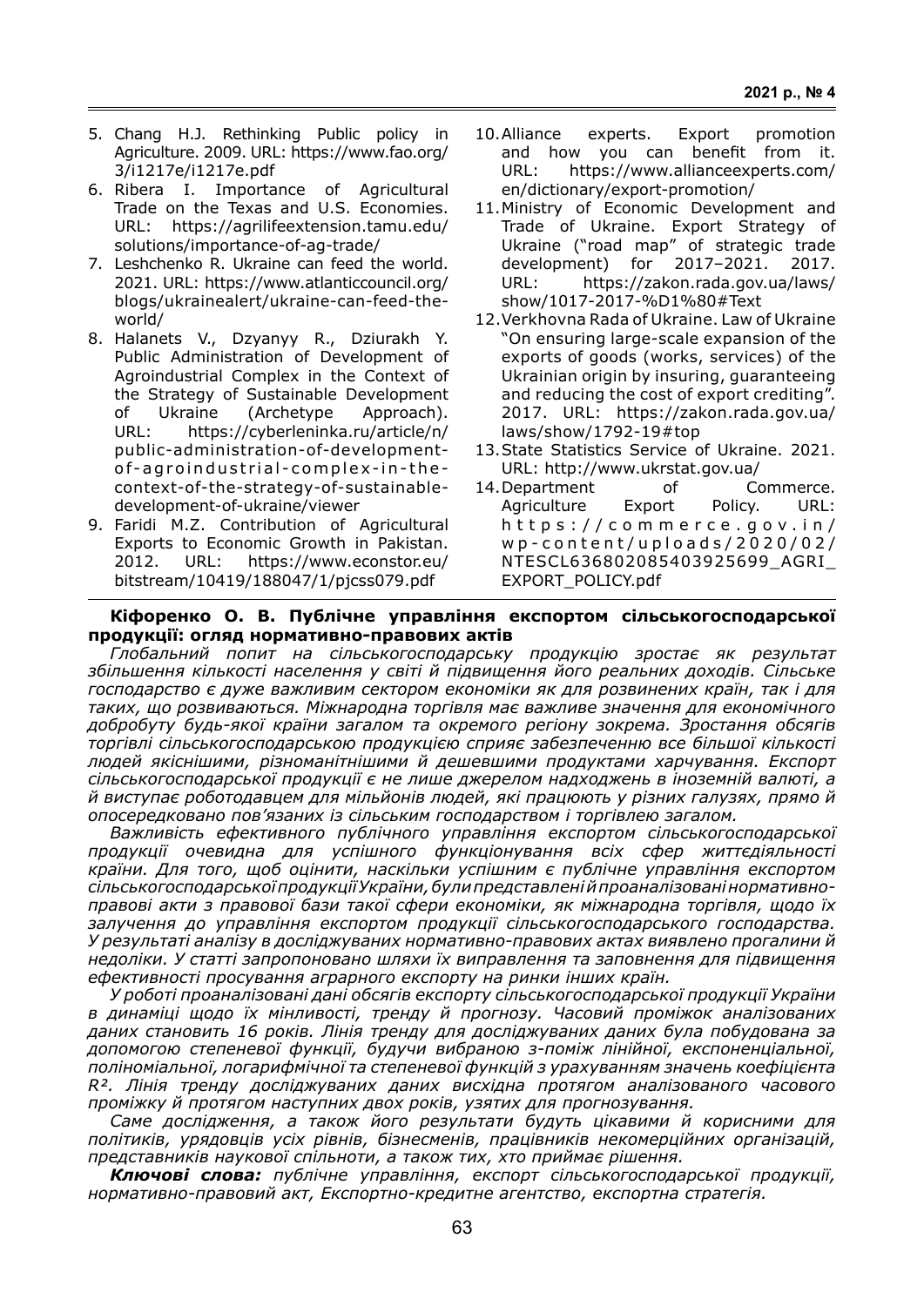5. Chang H.J. Rethinking Public policy in Agriculture. 2009. URL: https://www.fao.org/3/i1217e/i1217e.pdf
6. Ribera I. Importance of Agricultural Trade on the Texas and U.S. Economies. URL: https://agrilifeextension.tamu.edu/solutions/importance-of-ag-trade/
7. Leshchenko R. Ukraine can feed the world. 2021. URL: https://www.atlanticcouncil.org/blogs/ukrainealert/ukraine-can-feed-the-world/
8. Halanets V., Dzyanyy R., Dziurakh Y. Public Administration of Development of Agroindustrial Complex in the Context of the Strategy of Sustainable Development of Ukraine (Archetype Approach). URL: https://cyberleninka.ru/article/n/public-administration-of-development-of-agroindustrial-complex-in-the-context-of-the-strategy-of-sustainable-development-of-ukraine/viewer
9. Faridi M.Z. Contribution of Agricultural Exports to Economic Growth in Pakistan. 2012. URL: https://www.econstor.eu/bitstream/10419/188047/1/pjcss079.pdf
10. Alliance experts. Export promotion and how you can benefit from it. URL: https://www.allianceexperts.com/en/dictionary/export-promotion/
11. Ministry of Economic Development and Trade of Ukraine. Export Strategy of Ukraine ("road map" of strategic trade development) for 2017–2021. 2017. URL: https://zakon.rada.gov.ua/laws/show/1017-2017-%D1%80#Text
12. Verkhovna Rada of Ukraine. Law of Ukraine "On ensuring large-scale expansion of the exports of goods (works, services) of the Ukrainian origin by insuring, guaranteeing and reducing the cost of export crediting". 2017. URL: https://zakon.rada.gov.ua/laws/show/1792-19#top
13. State Statistics Service of Ukraine. 2021. URL: http://www.ukrstat.gov.ua/
14. Department of Commerce. Agriculture Export Policy. URL: https://commerce.gov.in/wp-content/uploads/2020/02/NTESCL636802085403925699_AGRI_EXPORT_POLICY.pdf

**Кіфоренко О. В. Публічне управління експортом сільськогосподарської продукції: огляд нормативно-правових актів**

*Глобальний попит на сільськогосподарську продукцію зростає як результат збільшення кількості населення у світі й підвищення його реальних доходів. Сільське господарство є дуже важливим сектором економіки як для розвинених країн, так і для таких, що розвиваються. Міжнародна торгівля має важливе значення для економічного добробуту будь-якої країни загалом та окремого регіону зокрема. Зростання обсягів торгівлі сільськогосподарською продукцією сприяє забезпеченню все більшої кількості людей якіснішими, різноманітнішими й дешевшими продуктами харчування. Експорт сільськогосподарської продукції є не лише джерелом надходжень в іноземній валюті, а й виступає роботодавцем для мільйонів людей, які працюють у різних галузях, прямо й опосередковано пов'язаних із сільським господарством і торгівлею загалом.*

*Важливість ефективного публічного управління експортом сільськогосподарської продукції очевидна для успішного функціонування всіх сфер життєдіяльності країни. Для того, щоб оцінити, наскільки успішним є публічне управління експортом сільськогосподарської продукції України, були представлені й проаналізовані нормативно-правові акти з правової бази такої сфери економіки, як міжнародна торгівля, щодо їх залучення до управління експортом продукції сільськогосподарського господарства. У результаті аналізу в досліджуваних нормативно-правових актах виявлено прогалини й недоліки. У статті запропоновано шляхи їх виправлення та заповнення для підвищення ефективності просування аграрного експорту на ринки інших країн.*

*У роботі проаналізовані дані обсягів експорту сільськогосподарської продукції України в динаміці щодо їх мінливості, тренду й прогнозу. Часовий проміжок аналізованих даних становить 16 років. Лінія тренду для досліджуваних даних була побудована за допомогою степеневої функції, будучи вибраною з-поміж лінійної, експоненціальної, поліноміальної, логарифмічної та степеневої функцій з урахуванням значень коефіцієнта $R^2$. Лінія тренду досліджуваних даних висхідна протягом аналізованого часового проміжку й протягом наступних двох років, узятих для прогнозування.*

*Саме дослідження, а також його результати будуть цікавими й корисними для політиків, урядовців усіх рівнів, бізнесменів, працівників некомерційних організацій, представників наукової спільноти, а також тих, хто приймає рішення.*

***Ключові слова:*** *публічне управління, експорт сільськогосподарської продукції, нормативно-правовий акт, Експортно-кредитне агентство, експортна стратегія.*